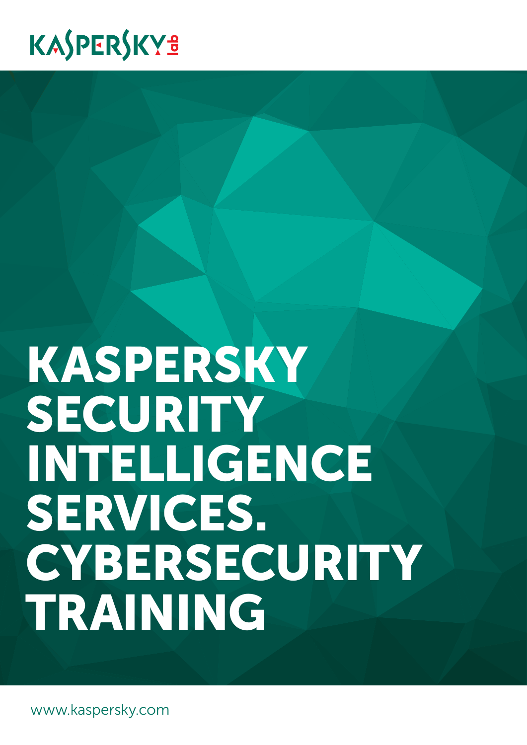KASPERSKY lab

# KASPERSKY SECURITY INTELLIGENCE SERVICES. CYBERSECURITY TRAINING

www.kaspersky.com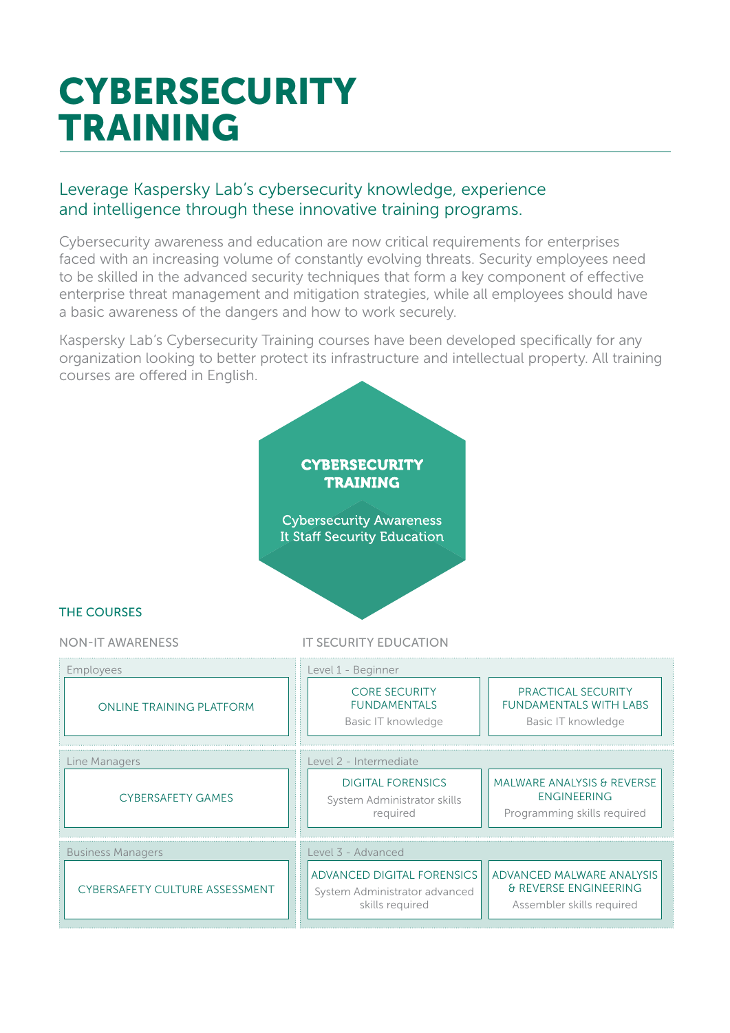# CYBERSECURITY TRAINING

## Leverage Kaspersky Lab's cybersecurity knowledge, experience and intelligence through these innovative training programs.

Cybersecurity awareness and education are now critical requirements for enterprises faced with an increasing volume of constantly evolving threats. Security employees need to be skilled in the advanced security techniques that form a key component of effective enterprise threat management and mitigation strategies, while all employees should have a basic awareness of the dangers and how to work securely.

Kaspersky Lab's Cybersecurity Training courses have been developed specifically for any organization looking to better protect its infrastructure and intellectual property. All training courses are offered in English.

**CYBERSECURITY TRAINING**

Cybersecurity Awareness
It Staff Security Education

### THE COURSES

| NON-IT AWARENESS | IT SECURITY EDUCATION | |
|---|---|---|
| **Employees** | **Level 1 - Beginner** | |
| ONLINE TRAINING PLATFORM | CORE SECURITY FUNDAMENTALS<br>Basic IT knowledge | PRACTICAL SECURITY FUNDAMENTALS WITH LABS<br>Basic IT knowledge |
| **Line Managers** | **Level 2 - Intermediate** | |
| CYBERSAFETY GAMES | DIGITAL FORENSICS<br>System Administrator skills required | MALWARE ANALYSIS & REVERSE ENGINEERING<br>Programming skills required |
| **Business Managers** | **Level 3 - Advanced** | |
| CYBERSAFETY CULTURE ASSESSMENT | ADVANCED DIGITAL FORENSICS<br>System Administrator advanced skills required | ADVANCED MALWARE ANALYSIS & REVERSE ENGINEERING<br>Assembler skills required |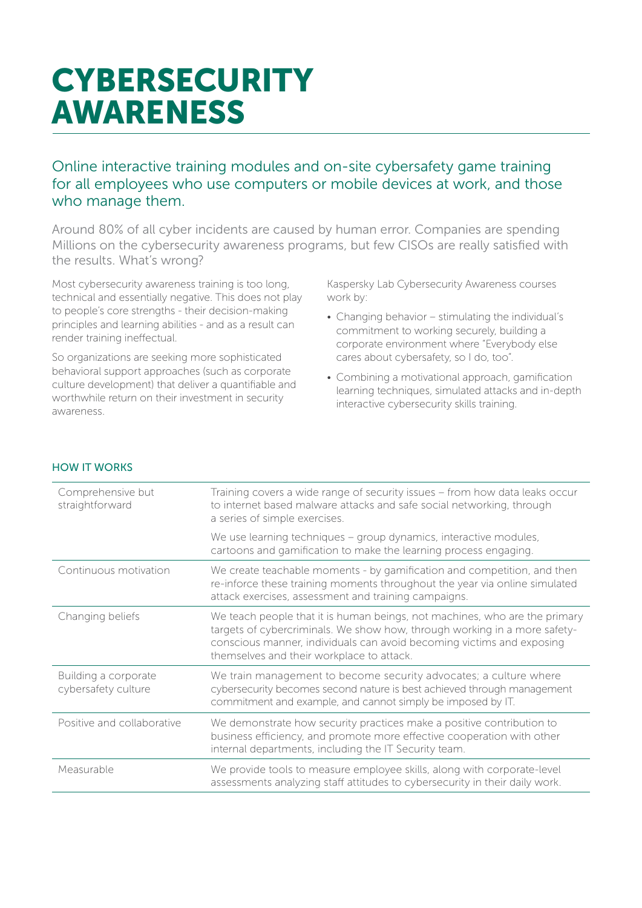# CYBERSECURITY AWARENESS

## Online interactive training modules and on-site cybersafety game training for all employees who use computers or mobile devices at work, and those who manage them.

Around 80% of all cyber incidents are caused by human error. Companies are spending Millions on the cybersecurity awareness programs, but few CISOs are really satisfied with the results. What's wrong?

Most cybersecurity awareness training is too long, technical and essentially negative. This does not play to people's core strengths - their decision-making principles and learning abilities - and as a result can render training ineffectual.

So organizations are seeking more sophisticated behavioral support approaches (such as corporate culture development) that deliver a quantifiable and worthwhile return on their investment in security awareness.

Kaspersky Lab Cybersecurity Awareness courses work by:

- Changing behavior – stimulating the individual's commitment to working securely, building a corporate environment where "Everybody else cares about cybersafety, so I do, too".
- Combining a motivational approach, gamification learning techniques, simulated attacks and in-depth interactive cybersecurity skills training.

### HOW IT WORKS

| | |
|---|---|
| Comprehensive but straightforward | Training covers a wide range of security issues – from how data leaks occur to internet based malware attacks and safe social networking, through a series of simple exercises.<br><br>We use learning techniques – group dynamics, interactive modules, cartoons and gamification to make the learning process engaging. |
| Continuous motivation | We create teachable moments - by gamification and competition, and then re-inforce these training moments throughout the year via online simulated attack exercises, assessment and training campaigns. |
| Changing beliefs | We teach people that it is human beings, not machines, who are the primary targets of cybercriminals. We show how, through working in a more safety-conscious manner, individuals can avoid becoming victims and exposing themselves and their workplace to attack. |
| Building a corporate cybersafety culture | We train management to become security advocates; a culture where cybersecurity becomes second nature is best achieved through management commitment and example, and cannot simply be imposed by IT. |
| Positive and collaborative | We demonstrate how security practices make a positive contribution to business efficiency, and promote more effective cooperation with other internal departments, including the IT Security team. |
| Measurable | We provide tools to measure employee skills, along with corporate-level assessments analyzing staff attitudes to cybersecurity in their daily work. |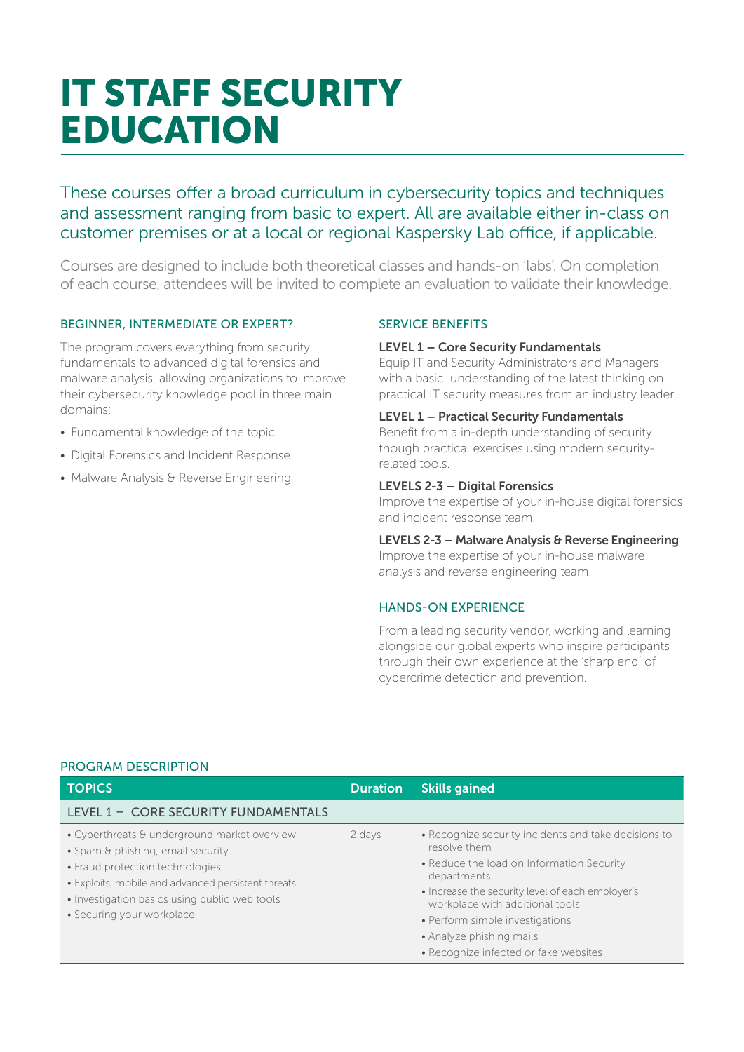# IT STAFF SECURITY EDUCATION

These courses offer a broad curriculum in cybersecurity topics and techniques and assessment ranging from basic to expert. All are available either in-class on customer premises or at a local or regional Kaspersky Lab office, if applicable.

Courses are designed to include both theoretical classes and hands-on 'labs'. On completion of each course, attendees will be invited to complete an evaluation to validate their knowledge.

## BEGINNER, INTERMEDIATE OR EXPERT?

The program covers everything from security fundamentals to advanced digital forensics and malware analysis, allowing organizations to improve their cybersecurity knowledge pool in three main domains:

- Fundamental knowledge of the topic
- Digital Forensics and Incident Response
- Malware Analysis & Reverse Engineering

## SERVICE BENEFITS

**LEVEL 1 – Core Security Fundamentals**
Equip IT and Security Administrators and Managers with a basic understanding of the latest thinking on practical IT security measures from an industry leader.

**LEVEL 1 – Practical Security Fundamentals**
Benefit from a in-depth understanding of security though practical exercises using modern security-related tools.

**LEVELS 2-3 – Digital Forensics**
Improve the expertise of your in-house digital forensics and incident response team.

**LEVELS 2-3 – Malware Analysis & Reverse Engineering**
Improve the expertise of your in-house malware analysis and reverse engineering team.

## HANDS-ON EXPERIENCE

From a leading security vendor, working and learning alongside our global experts who inspire participants through their own experience at the 'sharp end' of cybercrime detection and prevention.

## PROGRAM DESCRIPTION

| TOPICS | Duration | Skills gained |
|---|---|---|
| **LEVEL 1 – CORE SECURITY FUNDAMENTALS** | | |
| • Cyberthreats & underground market overview<br>• Spam & phishing, email security<br>• Fraud protection technologies<br>• Exploits, mobile and advanced persistent threats<br>• Investigation basics using public web tools<br>• Securing your workplace | 2 days | • Recognize security incidents and take decisions to resolve them<br>• Reduce the load on Information Security departments<br>• Increase the security level of each employer's workplace with additional tools<br>• Perform simple investigations<br>• Analyze phishing mails<br>• Recognize infected or fake websites |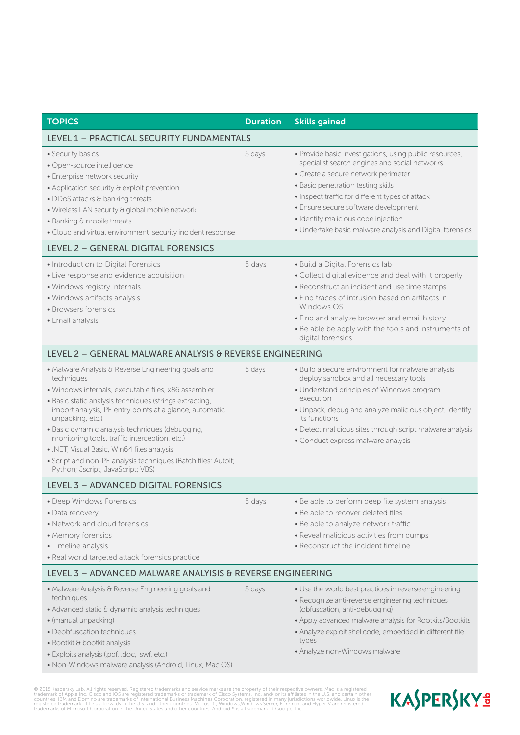| TOPICS | Duration | Skills gained |
|---|---|---|
| **LEVEL 1 – PRACTICAL SECURITY FUNDAMENTALS** | | |
| • Security basics<br>• Open-source intelligence<br>• Enterprise network security<br>• Application security & exploit prevention<br>• DDoS attacks & banking threats<br>• Wireless LAN security & global mobile network<br>• Banking & mobile threats<br>• Cloud and virtual environment security incident response | 5 days | • Provide basic investigations, using public resources, specialist search engines and social networks<br>• Create a secure network perimeter<br>• Basic penetration testing skills<br>• Inspect traffic for different types of attack<br>• Ensure secure software development<br>• Identify malicious code injection<br>• Undertake basic malware analysis and Digital forensics |
| **LEVEL 2 – GENERAL DIGITAL FORENSICS** | | |
| • Introduction to Digital Forensics<br>• Live response and evidence acquisition<br>• Windows registry internals<br>• Windows artifacts analysis<br>• Browsers forensics<br>• Email analysis | 5 days | • Build a Digital Forensics lab<br>• Collect digital evidence and deal with it properly<br>• Reconstruct an incident and use time stamps<br>• Find traces of intrusion based on artifacts in Windows OS<br>• Find and analyze browser and email history<br>• Be able be apply with the tools and instruments of digital forensics |
| **LEVEL 2 – GENERAL MALWARE ANALYSIS & REVERSE ENGINEERING** | | |
| • Malware Analysis & Reverse Engineering goals and techniques<br>• Windows internals, executable files, x86 assembler<br>• Basic static analysis techniques (strings extracting, import analysis, PE entry points at a glance, automatic unpacking, etc.)<br>• Basic dynamic analysis techniques (debugging, monitoring tools, traffic interception, etc.)<br>• .NET, Visual Basic, Win64 files analysis<br>• Script and non-PE analysis techniques (Batch files; Autoit; Python; Jscript; JavaScript; VBS) | 5 days | • Build a secure environment for malware analysis: deploy sandbox and all necessary tools<br>• Understand principles of Windows program execution<br>• Unpack, debug and analyze malicious object, identify its functions<br>• Detect malicious sites through script malware analysis<br>• Conduct express malware analysis |
| **LEVEL 3 – ADVANCED DIGITAL FORENSICS** | | |
| • Deep Windows Forensics<br>• Data recovery<br>• Network and cloud forensics<br>• Memory forensics<br>• Timeline analysis<br>• Real world targeted attack forensics practice | 5 days | • Be able to perform deep file system analysis<br>• Be able to recover deleted files<br>• Be able to analyze network traffic<br>• Reveal malicious activities from dumps<br>• Reconstruct the incident timeline |
| **LEVEL 3 – ADVANCED MALWARE ANALYISIS & REVERSE ENGINEERING** | | |
| • Malware Analysis & Reverse Engineering goals and techniques<br>• Advanced static & dynamic analysis techniques<br>• (manual unpacking)<br>• Deobfuscation techniques<br>• Rootkit & bootkit analysis<br>• Exploits analysis (.pdf, .doc, .swf, etc.)<br>• Non-Windows malware analysis (Android, Linux, Mac OS) | 5 days | • Use the world best practices in reverse engineering<br>• Recognize anti-reverse engineering techniques (obfuscation, anti-debugging)<br>• Apply advanced malware analysis for Rootkits/Bootkits<br>• Analyze exploit shellcode, embedded in different file types<br>• Analyze non-Windows malware |

© 2015 Kaspersky Lab. All rights reserved. Registered trademarks and service marks are the property of their respective owners. Mac is a registered trademark of Apple Inc. Cisco and iOS are registered trademarks or trademark of Cisco Systems, Inc. and/ or its affiliates in the U.S. and certain other countries. IBM and Domino are trademarks of International Business Machines Corporation, registered in many jurisdictions worldwide. Linux is the registered trademark of Linus Torvalds in the U.S. and other countries. Microsoft, Windows,Windows Server, Forefront and Hyper-V are registered trademarks of Microsoft Corporation in the United States and other countries. Android™ is a trademark of Google, Inc.

KASPERSKY lab